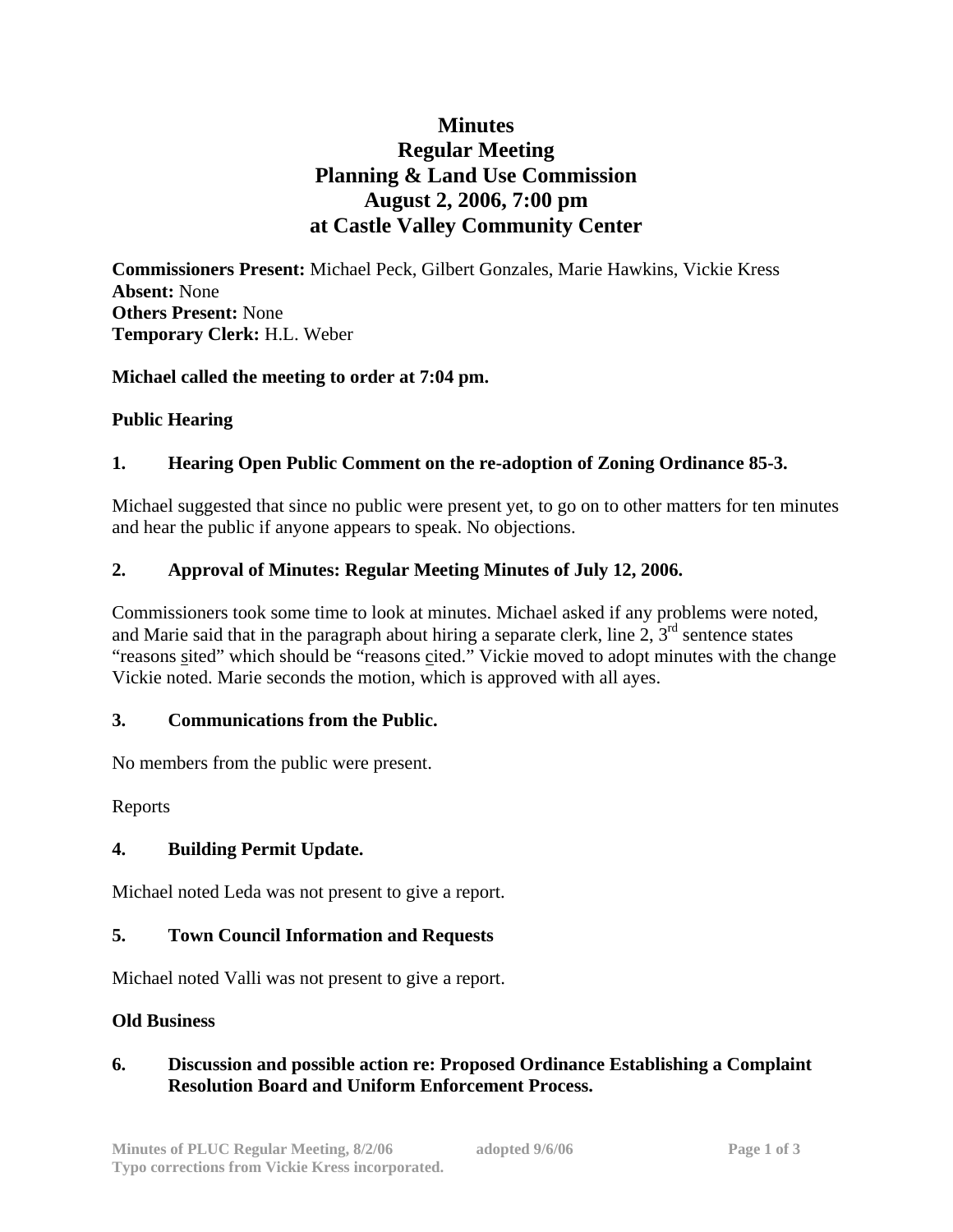# Minutes
# Regular Meeting
# Planning & Land Use Commission
# August 2, 2006, 7:00 pm
# at Castle Valley Community Center

**Commissioners Present:** Michael Peck, Gilbert Gonzales, Marie Hawkins, Vickie Kress
**Absent:** None
**Others Present:** None
**Temporary Clerk:** H.L. Weber

**Michael called the meeting to order at 7:04 pm.**

**Public Hearing**

**1. Hearing Open Public Comment on the re-adoption of Zoning Ordinance 85-3.**

Michael suggested that since no public were present yet, to go on to other matters for ten minutes and hear the public if anyone appears to speak. No objections.

**2. Approval of Minutes: Regular Meeting Minutes of July 12, 2006.**

Commissioners took some time to look at minutes. Michael asked if any problems were noted, and Marie said that in the paragraph about hiring a separate clerk, line 2, 3rd sentence states "reasons sited" which should be "reasons cited." Vickie moved to adopt minutes with the change Vickie noted. Marie seconds the motion, which is approved with all ayes.

**3. Communications from the Public.**

No members from the public were present.

Reports

**4. Building Permit Update.**

Michael noted Leda was not present to give a report.

**5. Town Council Information and Requests**

Michael noted Valli was not present to give a report.

**Old Business**

**6. Discussion and possible action re: Proposed Ordinance Establishing a Complaint Resolution Board and Uniform Enforcement Process.**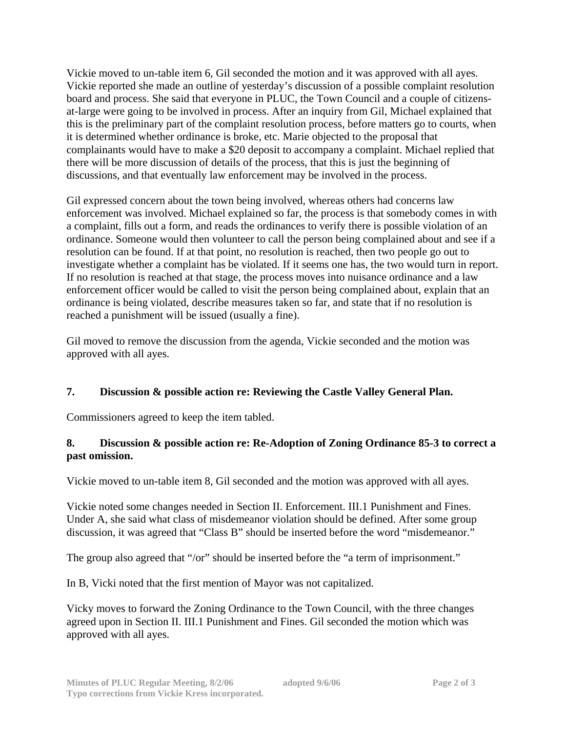Vickie moved to un-table item 6, Gil seconded the motion and it was approved with all ayes. Vickie reported she made an outline of yesterday's discussion of a possible complaint resolution board and process. She said that everyone in PLUC, the Town Council and a couple of citizens-at-large were going to be involved in process. After an inquiry from Gil, Michael explained that this is the preliminary part of the complaint resolution process, before matters go to courts, when it is determined whether ordinance is broke, etc. Marie objected to the proposal that complainants would have to make a $20 deposit to accompany a complaint. Michael replied that there will be more discussion of details of the process, that this is just the beginning of discussions, and that eventually law enforcement may be involved in the process.

Gil expressed concern about the town being involved, whereas others had concerns law enforcement was involved. Michael explained so far, the process is that somebody comes in with a complaint, fills out a form, and reads the ordinances to verify there is possible violation of an ordinance. Someone would then volunteer to call the person being complained about and see if a resolution can be found. If at that point, no resolution is reached, then two people go out to investigate whether a complaint has be violated. If it seems one has, the two would turn in report. If no resolution is reached at that stage, the process moves into nuisance ordinance and a law enforcement officer would be called to visit the person being complained about, explain that an ordinance is being violated, describe measures taken so far, and state that if no resolution is reached a punishment will be issued (usually a fine).

Gil moved to remove the discussion from the agenda, Vickie seconded and the motion was approved with all ayes.

**7. Discussion & possible action re: Reviewing the Castle Valley General Plan.**

Commissioners agreed to keep the item tabled.

**8. Discussion & possible action re: Re-Adoption of Zoning Ordinance 85-3 to correct a past omission.**

Vickie moved to un-table item 8, Gil seconded and the motion was approved with all ayes.

Vickie noted some changes needed in Section II. Enforcement. III.1 Punishment and Fines. Under A, she said what class of misdemeanor violation should be defined. After some group discussion, it was agreed that "Class B" should be inserted before the word "misdemeanor."

The group also agreed that "/or" should be inserted before the "a term of imprisonment."

In B, Vicki noted that the first mention of Mayor was not capitalized.

Vicky moves to forward the Zoning Ordinance to the Town Council, with the three changes agreed upon in Section II. III.1 Punishment and Fines. Gil seconded the motion which was approved with all ayes.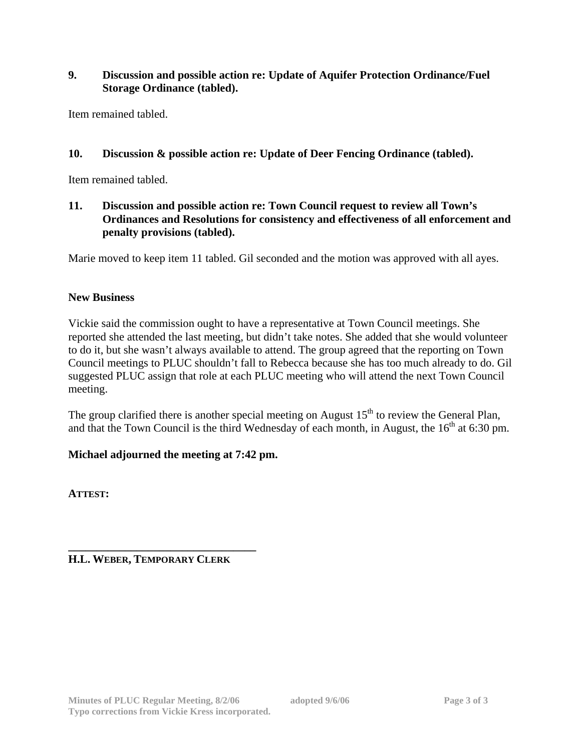**9. Discussion and possible action re: Update of Aquifer Protection Ordinance/Fuel Storage Ordinance (tabled).**

Item remained tabled.

**10. Discussion & possible action re: Update of Deer Fencing Ordinance (tabled).**

Item remained tabled.

**11. Discussion and possible action re: Town Council request to review all Town's Ordinances and Resolutions for consistency and effectiveness of all enforcement and penalty provisions (tabled).**

Marie moved to keep item 11 tabled. Gil seconded and the motion was approved with all ayes.

**New Business**

Vickie said the commission ought to have a representative at Town Council meetings. She reported she attended the last meeting, but didn't take notes. She added that she would volunteer to do it, but she wasn't always available to attend. The group agreed that the reporting on Town Council meetings to PLUC shouldn't fall to Rebecca because she has too much already to do. Gil suggested PLUC assign that role at each PLUC meeting who will attend the next Town Council meeting.

The group clarified there is another special meeting on August 15th to review the General Plan, and that the Town Council is the third Wednesday of each month, in August, the 16th at 6:30 pm.

**Michael adjourned the meeting at 7:42 pm.**

**ATTEST:**

**\_\_\_\_\_\_\_\_\_\_\_\_\_\_\_\_\_\_\_\_\_\_\_\_\_\_\_\_\_\_\_\_**

**H.L. WEBER, TEMPORARY CLERK**

Minutes of PLUC Regular Meeting, 8/2/06 adopted 9/6/06

Typo corrections from Vickie Kress incorporated.